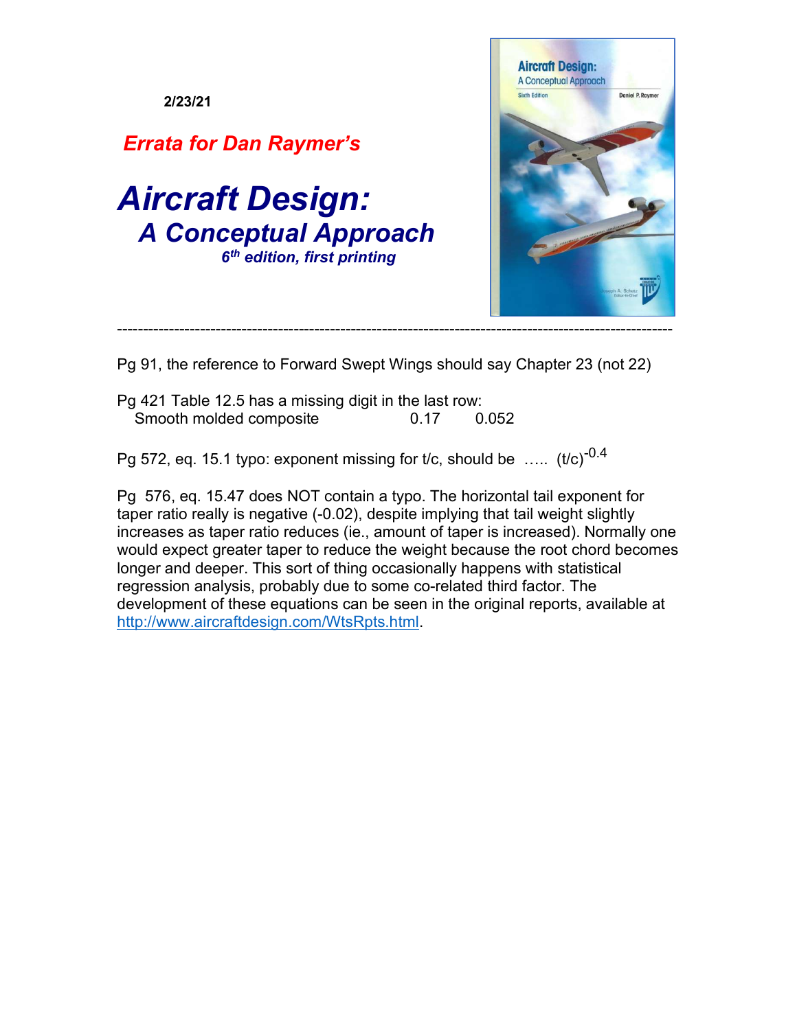**2/23/21**

## *Errata for Dan Raymer's*

# *Aircraft Design: A Conceptual Approach*

***6th edition, first printing***

---

Pg 91, the reference to Forward Swept Wings should say Chapter 23 (not 22)

Pg 421 Table 12.5 has a missing digit in the last row:

| | | |
|---|---|---|
| Smooth molded composite | 0.17 | 0.052 |

Pg 572, eq. 15.1 typo: exponent missing for t/c, should be ..... $(t/c)^{-0.4}$

Pg 576, eq. 15.47 does NOT contain a typo. The horizontal tail exponent for taper ratio really is negative (-0.02), despite implying that tail weight slightly increases as taper ratio reduces (ie., amount of taper is increased). Normally one would expect greater taper to reduce the weight because the root chord becomes longer and deeper. This sort of thing occasionally happens with statistical regression analysis, probably due to some co-related third factor. The development of these equations can be seen in the original reports, available at http://www.aircraftdesign.com/WtsRpts.html.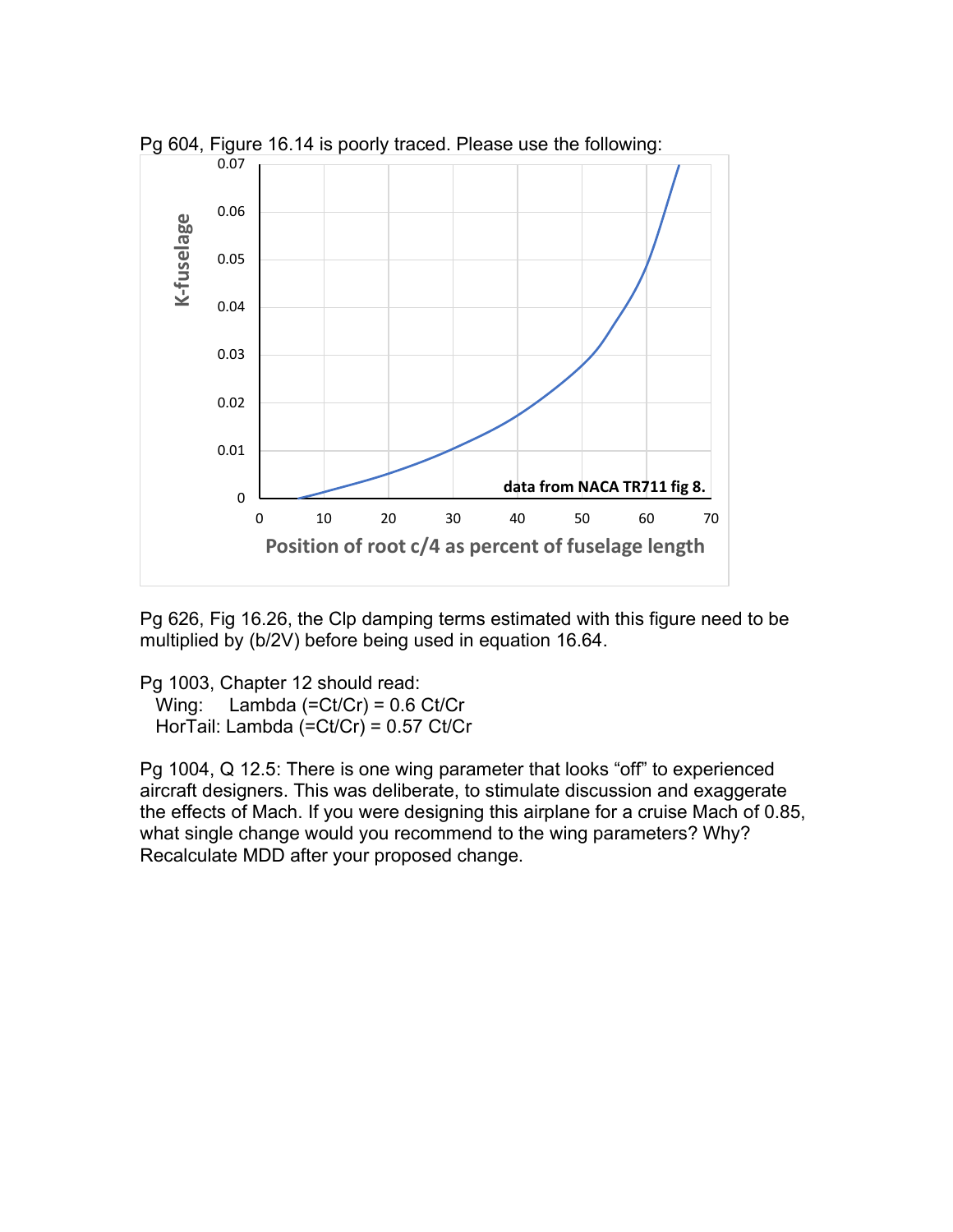Pg 604, Figure 16.14 is poorly traced. Please use the following:

K-fuselage

0.07
0.06
0.05
0.04
0.03
0.02
0.01
0

0 10 20 30 40 50 60 70

Position of root c/4 as percent of fuselage length

data from NACA TR711 fig 8.

Pg 626, Fig 16.26, the Clp damping terms estimated with this figure need to be multiplied by (b/2V) before being used in equation 16.64.

Pg 1003, Chapter 12 should read:
Wing: Lambda (=Ct/Cr) = 0.6 Ct/Cr
HorTail: Lambda (=Ct/Cr) = 0.57 Ct/Cr

Pg 1004, Q 12.5: There is one wing parameter that looks "off" to experienced aircraft designers. This was deliberate, to stimulate discussion and exaggerate the effects of Mach. If you were designing this airplane for a cruise Mach of 0.85, what single change would you recommend to the wing parameters? Why? Recalculate MDD after your proposed change.